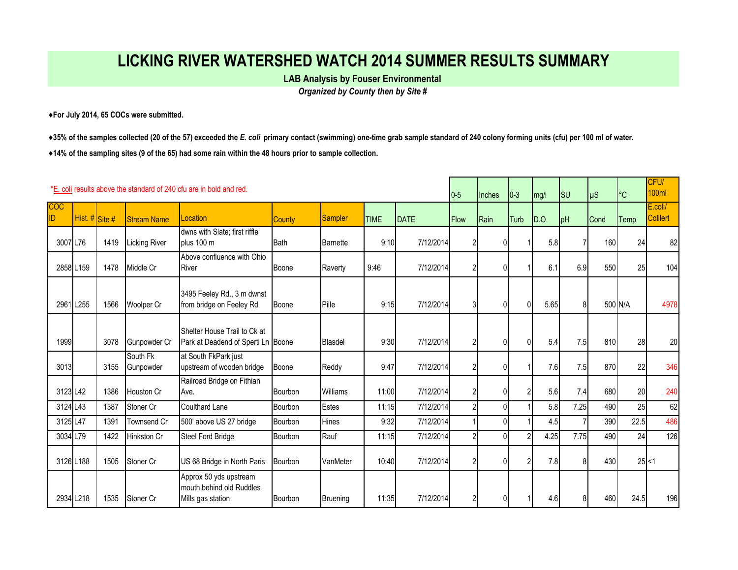# LICKING RIVER WATERSHED WATCH 2014 SUMMER RESULTS SUMMARY

**LAB Analysis by Fouser Environmental**

***Organized by County then by Site #***

♦**For July 2014, 65 COCs were submitted.**

♦**35% of the samples collected (20 of the 57) exceeded the *E. coli* primary contact (swimming) one-time grab sample standard of 240 colony forming units (cfu) per 100 ml of water.**

♦**14% of the sampling sites (9 of the 65) had some rain within the 48 hours prior to sample collection.**

*E. coli results above the standard of 240 cfu are in bold and red.

| | | | | | | | | | 0-5 | Inches | 0-3 | mg/l | SU | µS | °C | CFU/ 100ml |
|---|---|---|---|---|---|---|---|---|---|---|---|---|---|---|---|---|
| COC ID | Hist. # | Site # | Stream Name | Location | County | Sampler | TIME | DATE | Flow | Rain | Turb | D.O. | pH | Cond | Temp | E.coli/ Colilert |
| 3007 | L76 | 1419 | Licking River | dwns with Slate; first riffle plus 100 m | Bath | Barnette | 9:10 | 7/12/2014 | 2 | 0 | 1 | 5.8 | 7 | 160 | 24 | 82 |
| 2858 | L159 | 1478 | Middle Cr | Above confluence with Ohio River | Boone | Raverty | 9:46 | 7/12/2014 | 2 | 0 | 1 | 6.1 | 6.9 | 550 | 25 | 104 |
| 2961 | L255 | 1566 | Woolper Cr | 3495 Feeley Rd., 3 m dwnst from bridge on Feeley Rd | Boone | Pille | 9:15 | 7/12/2014 | 3 | 0 | 0 | 5.65 | 8 | 500 | N/A | **4978** |
| 1999 | | 3078 | Gunpowder Cr | Shelter House Trail to Ck at Park at Deadend of Sperti Ln | Boone | Blasdel | 9:30 | 7/12/2014 | 2 | 0 | 0 | 5.4 | 7.5 | 810 | 28 | 20 |
| 3013 | | 3155 | South Fk Gunpowder | at South FkPark just upstream of wooden bridge | Boone | Reddy | 9:47 | 7/12/2014 | 2 | 0 | 1 | 7.6 | 7.5 | 870 | 22 | **346** |
| 3123 | L42 | 1386 | Houston Cr | Railroad Bridge on Fithian Ave. | Bourbon | Williams | 11:00 | 7/12/2014 | 2 | 0 | 2 | 5.6 | 7.4 | 680 | 20 | **240** |
| 3124 | L43 | 1387 | Stoner Cr | Coulthard Lane | Bourbon | Estes | 11:15 | 7/12/2014 | 2 | 0 | 1 | 5.8 | 7.25 | 490 | 25 | 62 |
| 3125 | L47 | 1391 | Townsend Cr | 500' above US 27 bridge | Bourbon | Hines | 9:32 | 7/12/2014 | 1 | 0 | 1 | 4.5 | 7 | 390 | 22.5 | **486** |
| 3034 | L79 | 1422 | Hinkston Cr | Steel Ford Bridge | Bourbon | Rauf | 11:15 | 7/12/2014 | 2 | 0 | 2 | 4.25 | 7.75 | 490 | 24 | 126 |
| 3126 | L188 | 1505 | Stoner Cr | US 68 Bridge in North Paris | Bourbon | VanMeter | 10:40 | 7/12/2014 | 2 | 0 | 2 | 7.8 | 8 | 430 | 25 | <1 |
| 2934 | L218 | 1535 | Stoner Cr | Approx 50 yds upstream mouth behind old Ruddles Mills gas station | Bourbon | Bruening | 11:35 | 7/12/2014 | 2 | 0 | 1 | 4.6 | 8 | 460 | 24.5 | 196 |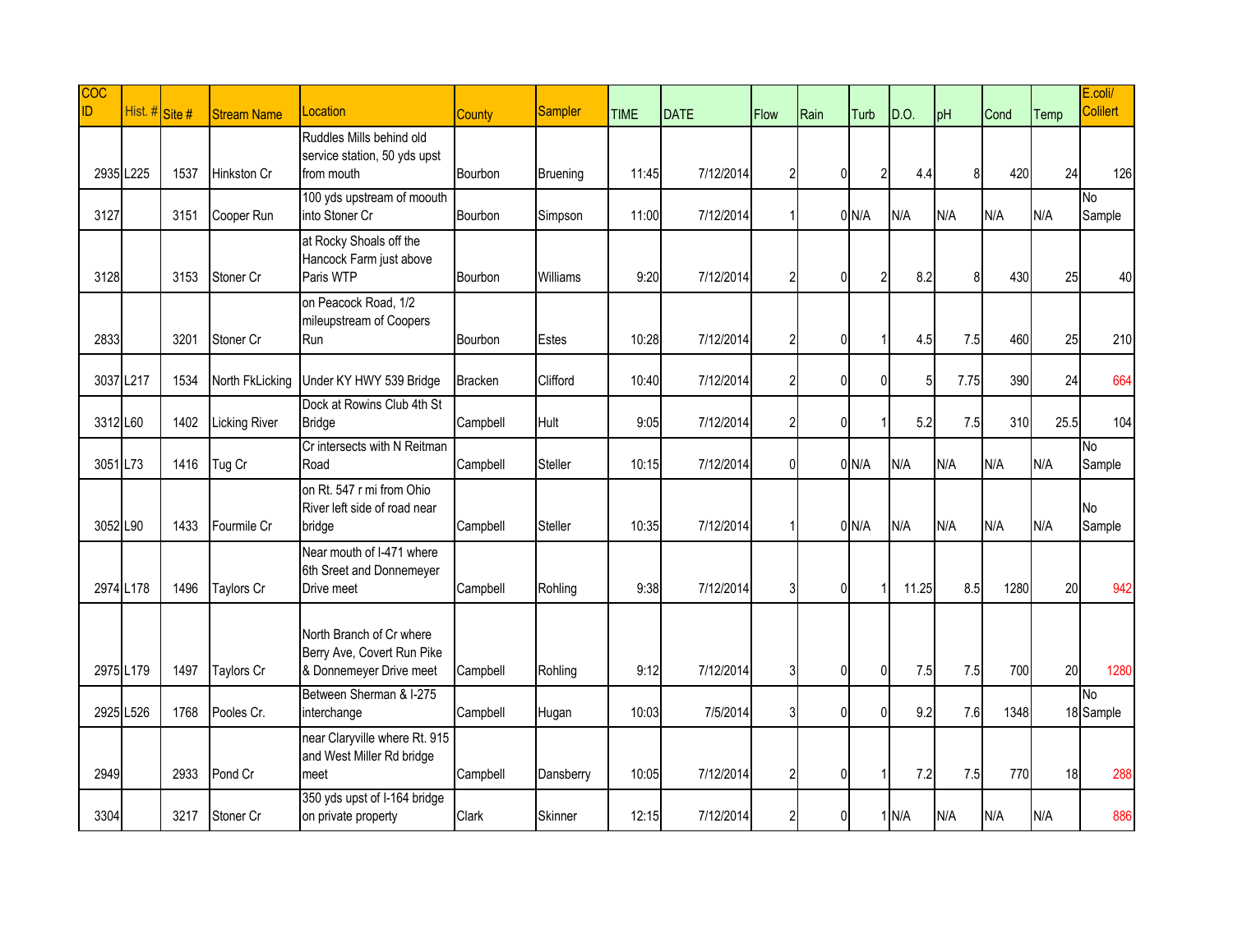| COC ID | Hist. # | Site # | Stream Name | Location | County | Sampler | TIME | DATE | Flow | Rain | Turb | D.O. | pH | Cond | Temp | E.coli/ Colilert |
|---|---|---|---|---|---|---|---|---|---|---|---|---|---|---|---|---|
| 2935 | L225 | 1537 | Hinkston Cr | Ruddles Mills behind old service station, 50 yds upst from mouth | Bourbon | Bruening | 11:45 | 7/12/2014 | 2 | 0 | 2 | 4.4 | 8 | 420 | 24 | 126 |
| 3127 | | 3151 | Cooper Run | 100 yds upstream of moouth into Stoner Cr | Bourbon | Simpson | 11:00 | 7/12/2014 | 1 | 0 | N/A | N/A | N/A | N/A | N/A | No Sample |
| 3128 | | 3153 | Stoner Cr | at Rocky Shoals off the Hancock Farm just above Paris WTP | Bourbon | Williams | 9:20 | 7/12/2014 | 2 | 0 | 2 | 8.2 | 8 | 430 | 25 | 40 |
| 2833 | | 3201 | Stoner Cr | on Peacock Road, 1/2 mileupstream of Coopers Run | Bourbon | Estes | 10:28 | 7/12/2014 | 2 | 0 | 1 | 4.5 | 7.5 | 460 | 25 | 210 |
| 3037 | L217 | 1534 | North FkLicking | Under KY HWY 539 Bridge | Bracken | Clifford | 10:40 | 7/12/2014 | 2 | 0 | 0 | 5 | 7.75 | 390 | 24 | 664 |
| 3312 | L60 | 1402 | Licking River | Dock at Rowins Club 4th St Bridge | Campbell | Hult | 9:05 | 7/12/2014 | 2 | 0 | 1 | 5.2 | 7.5 | 310 | 25.5 | 104 |
| 3051 | L73 | 1416 | Tug Cr | Cr intersects with N Reitman Road | Campbell | Steller | 10:15 | 7/12/2014 | 0 | 0 | N/A | N/A | N/A | N/A | N/A | No Sample |
| 3052 | L90 | 1433 | Fourmile Cr | on Rt. 547 r mi from Ohio River left side of road near bridge | Campbell | Steller | 10:35 | 7/12/2014 | 1 | 0 | N/A | N/A | N/A | N/A | N/A | No Sample |
| 2974 | L178 | 1496 | Taylors Cr | Near mouth of I-471 where 6th Sreet and Donnemeyer Drive meet | Campbell | Rohling | 9:38 | 7/12/2014 | 3 | 0 | 1 | 11.25 | 8.5 | 1280 | 20 | 942 |
| 2975 | L179 | 1497 | Taylors Cr | North Branch of Cr where Berry Ave, Covert Run Pike & Donnemeyer Drive meet | Campbell | Rohling | 9:12 | 7/12/2014 | 3 | 0 | 0 | 7.5 | 7.5 | 700 | 20 | 1280 |
| 2925 | L526 | 1768 | Pooles Cr. | Between Sherman & I-275 interchange | Campbell | Hugan | 10:03 | 7/5/2014 | 3 | 0 | 0 | 9.2 | 7.6 | 1348 | 18 | No Sample |
| 2949 | | 2933 | Pond Cr | near Claryville where Rt. 915 and West Miller Rd bridge meet | Campbell | Dansberry | 10:05 | 7/12/2014 | 2 | 0 | 1 | 7.2 | 7.5 | 770 | 18 | 288 |
| 3304 | | 3217 | Stoner Cr | 350 yds upst of I-164 bridge on private property | Clark | Skinner | 12:15 | 7/12/2014 | 2 | 0 | 1 | N/A | N/A | N/A | N/A | 886 |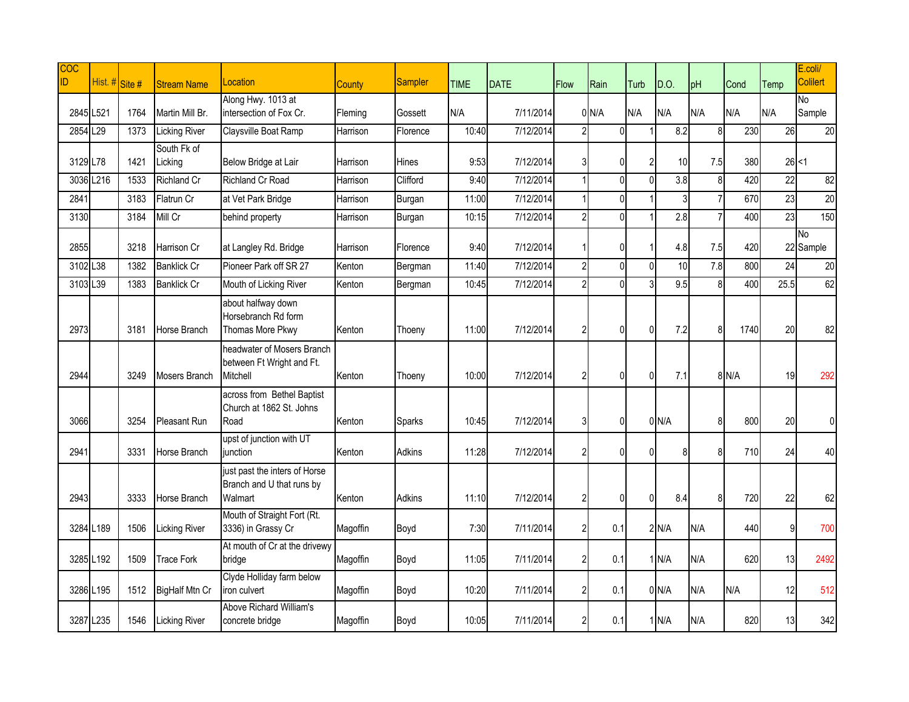| COC ID | Hist. # | Site # | Stream Name | Location | County | Sampler | TIME | DATE | Flow | Rain | Turb | D.O. | pH | Cond | Temp | E.coli/ Colilert |
|---|---|---|---|---|---|---|---|---|---|---|---|---|---|---|---|---|
| 2845 | L521 | 1764 | Martin Mill Br. | Along Hwy. 1013 at intersection of Fox Cr. | Fleming | Gossett | N/A | 7/11/2014 | 0 | N/A | N/A | N/A | N/A | N/A | N/A | No Sample |
| 2854 | L29 | 1373 | Licking River | Claysville Boat Ramp | Harrison | Florence | 10:40 | 7/12/2014 | 2 | 0 | 1 | 8.2 | 8 | 230 | 26 | 20 |
| 3129 | L78 | 1421 | South Fk of Licking | Below Bridge at Lair | Harrison | Hines | 9:53 | 7/12/2014 | 3 | 0 | 2 | 10 | 7.5 | 380 | 26 | <1 |
| 3036 | L216 | 1533 | Richland Cr | Richland Cr Road | Harrison | Clifford | 9:40 | 7/12/2014 | 1 | 0 | 0 | 3.8 | 8 | 420 | 22 | 82 |
| 2841 | | 3183 | Flatrun Cr | at Vet Park Bridge | Harrison | Burgan | 11:00 | 7/12/2014 | 1 | 0 | 1 | 3 | 7 | 670 | 23 | 20 |
| 3130 | | 3184 | Mill Cr | behind property | Harrison | Burgan | 10:15 | 7/12/2014 | 2 | 0 | 1 | 2.8 | 7 | 400 | 23 | 150 |
| 2855 | | 3218 | Harrison Cr | at Langley Rd. Bridge | Harrison | Florence | 9:40 | 7/12/2014 | 1 | 0 | 1 | 4.8 | 7.5 | 420 | 22 | No Sample |
| 3102 | L38 | 1382 | Banklick Cr | Pioneer Park off SR 27 | Kenton | Bergman | 11:40 | 7/12/2014 | 2 | 0 | 0 | 10 | 7.8 | 800 | 24 | 20 |
| 3103 | L39 | 1383 | Banklick Cr | Mouth of Licking River | Kenton | Bergman | 10:45 | 7/12/2014 | 2 | 0 | 3 | 9.5 | 8 | 400 | 25.5 | 62 |
| 2973 | | 3181 | Horse Branch | about halfway down Horsebranch Rd form Thomas More Pkwy | Kenton | Thoeny | 11:00 | 7/12/2014 | 2 | 0 | 0 | 7.2 | 8 | 1740 | 20 | 82 |
| 2944 | | 3249 | Mosers Branch | headwater of Mosers Branch between Ft Wright and Ft. Mitchell | Kenton | Thoeny | 10:00 | 7/12/2014 | 2 | 0 | 0 | 7.1 | 8 | N/A | 19 | 292 |
| 3066 | | 3254 | Pleasant Run | across from Bethel Baptist Church at 1862 St. Johns Road | Kenton | Sparks | 10:45 | 7/12/2014 | 3 | 0 | 0 | N/A | 8 | 800 | 20 | 0 |
| 2941 | | 3331 | Horse Branch | upst of junction with UT junction | Kenton | Adkins | 11:28 | 7/12/2014 | 2 | 0 | 0 | 8 | 8 | 710 | 24 | 40 |
| 2943 | | 3333 | Horse Branch | just past the inters of Horse Branch and U that runs by Walmart | Kenton | Adkins | 11:10 | 7/12/2014 | 2 | 0 | 0 | 8.4 | 8 | 720 | 22 | 62 |
| 3284 | L189 | 1506 | Licking River | Mouth of Straight Fort (Rt. 3336) in Grassy Cr | Magoffin | Boyd | 7:30 | 7/11/2014 | 2 | 0.1 | 2 | N/A | N/A | 440 | 9 | 700 |
| 3285 | L192 | 1509 | Trace Fork | At mouth of Cr at the drivewy bridge | Magoffin | Boyd | 11:05 | 7/11/2014 | 2 | 0.1 | 1 | N/A | N/A | 620 | 13 | 2492 |
| 3286 | L195 | 1512 | BigHalf Mtn Cr | Clyde Holliday farm below iron culvert | Magoffin | Boyd | 10:20 | 7/11/2014 | 2 | 0.1 | 0 | N/A | N/A | N/A | 12 | 512 |
| 3287 | L235 | 1546 | Licking River | Above Richard William's concrete bridge | Magoffin | Boyd | 10:05 | 7/11/2014 | 2 | 0.1 | 1 | N/A | N/A | 820 | 13 | 342 |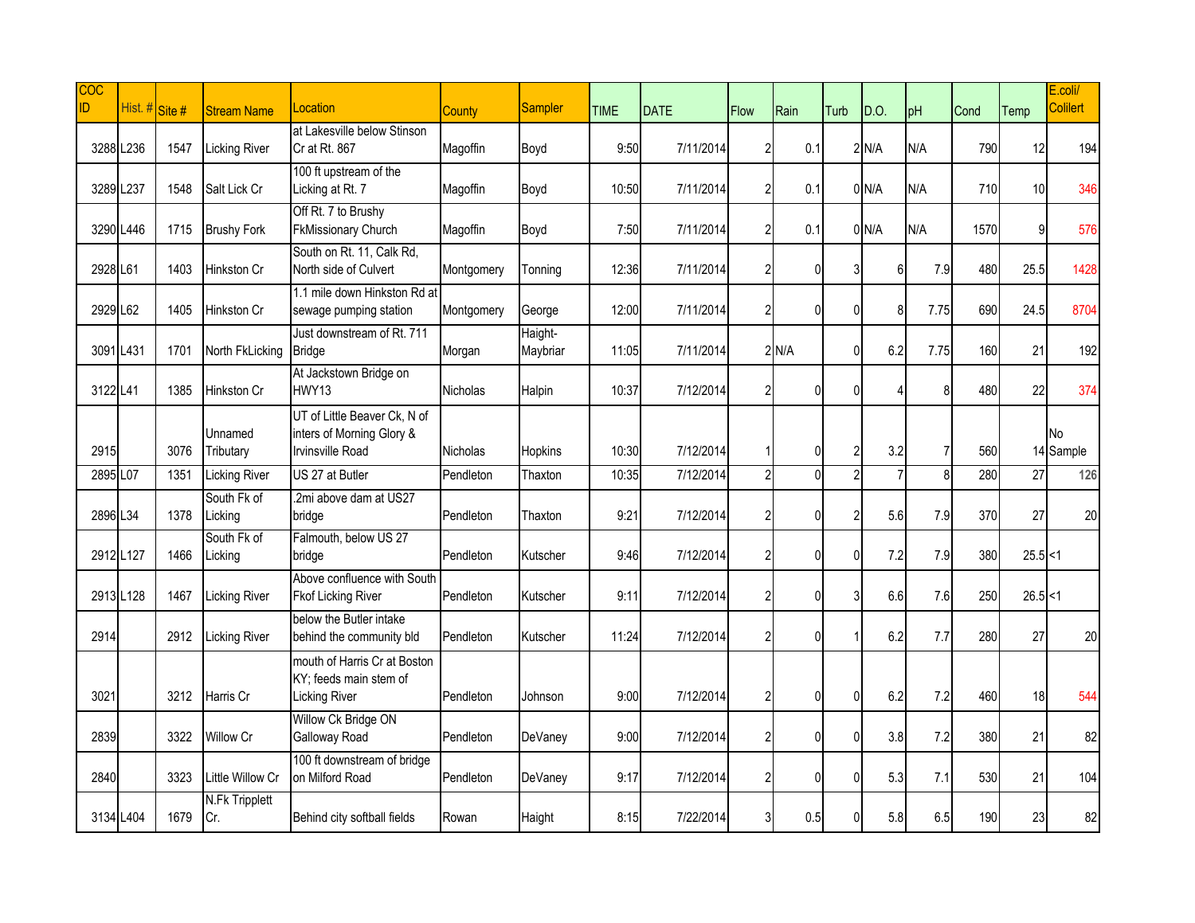| COC ID | Hist. # | Site # | Stream Name | Location | County | Sampler | TIME | DATE | Flow | Rain | Turb | D.O. | pH | Cond | Temp | E.coli/ Colilert |
|---|---|---|---|---|---|---|---|---|---|---|---|---|---|---|---|---|
| 3288 | L236 | 1547 | Licking River | at Lakesville below Stinson Cr at Rt. 867 | Magoffin | Boyd | 9:50 | 7/11/2014 | 2 | 0.1 | 2 | N/A | N/A | 790 | 12 | 194 |
| 3289 | L237 | 1548 | Salt Lick Cr | 100 ft upstream of the Licking at Rt. 7 | Magoffin | Boyd | 10:50 | 7/11/2014 | 2 | 0.1 | 0 | N/A | N/A | 710 | 10 | 346 |
| 3290 | L446 | 1715 | Brushy Fork | Off Rt. 7 to Brushy FkMissionary Church | Magoffin | Boyd | 7:50 | 7/11/2014 | 2 | 0.1 | 0 | N/A | N/A | 1570 | 9 | 576 |
| 2928 | L61 | 1403 | Hinkston Cr | South on Rt. 11, Calk Rd, North side of Culvert | Montgomery | Tonning | 12:36 | 7/11/2014 | 2 | 0 | 3 | 6 | 7.9 | 480 | 25.5 | 1428 |
| 2929 | L62 | 1405 | Hinkston Cr | 1.1 mile down Hinkston Rd at sewage pumping station | Montgomery | George | 12:00 | 7/11/2014 | 2 | 0 | 0 | 8 | 7.75 | 690 | 24.5 | 8704 |
| 3091 | L431 | 1701 | North FkLicking | Just downstream of Rt. 711 Bridge | Morgan | Haight-Maybriar | 11:05 | 7/11/2014 | 2 | N/A | 0 | 6.2 | 7.75 | 160 | 21 | 192 |
| 3122 | L41 | 1385 | Hinkston Cr | At Jackstown Bridge on HWY13 | Nicholas | Halpin | 10:37 | 7/12/2014 | 2 | 0 | 0 | 4 | 8 | 480 | 22 | 374 |
| 2915 | | 3076 | Unnamed Tributary | UT of Little Beaver Ck, N of inters of Morning Glory & Irvinsville Road | Nicholas | Hopkins | 10:30 | 7/12/2014 | 1 | 0 | 2 | 3.2 | 7 | 560 | 14 | No Sample |
| 2895 | L07 | 1351 | Licking River | US 27 at Butler | Pendleton | Thaxton | 10:35 | 7/12/2014 | 2 | 0 | 2 | 7 | 8 | 280 | 27 | 126 |
| 2896 | L34 | 1378 | South Fk of Licking | .2mi above dam at US27 bridge | Pendleton | Thaxton | 9:21 | 7/12/2014 | 2 | 0 | 2 | 5.6 | 7.9 | 370 | 27 | 20 |
| 2912 | L127 | 1466 | South Fk of Licking | Falmouth, below US 27 bridge | Pendleton | Kutscher | 9:46 | 7/12/2014 | 2 | 0 | 0 | 7.2 | 7.9 | 380 | 25.5 | <1 |
| 2913 | L128 | 1467 | Licking River | Above confluence with South Fkof Licking River | Pendleton | Kutscher | 9:11 | 7/12/2014 | 2 | 0 | 3 | 6.6 | 7.6 | 250 | 26.5 | <1 |
| 2914 | | 2912 | Licking River | below the Butler intake behind the community bld | Pendleton | Kutscher | 11:24 | 7/12/2014 | 2 | 0 | 1 | 6.2 | 7.7 | 280 | 27 | 20 |
| 3021 | | 3212 | Harris Cr | mouth of Harris Cr at Boston KY; feeds main stem of Licking River | Pendleton | Johnson | 9:00 | 7/12/2014 | 2 | 0 | 0 | 6.2 | 7.2 | 460 | 18 | 544 |
| 2839 | | 3322 | Willow Cr | Willow Ck Bridge ON Galloway Road | Pendleton | DeVaney | 9:00 | 7/12/2014 | 2 | 0 | 0 | 3.8 | 7.2 | 380 | 21 | 82 |
| 2840 | | 3323 | Little Willow Cr | 100 ft downstream of bridge on Milford Road | Pendleton | DeVaney | 9:17 | 7/12/2014 | 2 | 0 | 0 | 5.3 | 7.1 | 530 | 21 | 104 |
| 3134 | L404 | 1679 | N.Fk Tripplett Cr. | Behind city softball fields | Rowan | Haight | 8:15 | 7/22/2014 | 3 | 0.5 | 0 | 5.8 | 6.5 | 190 | 23 | 82 |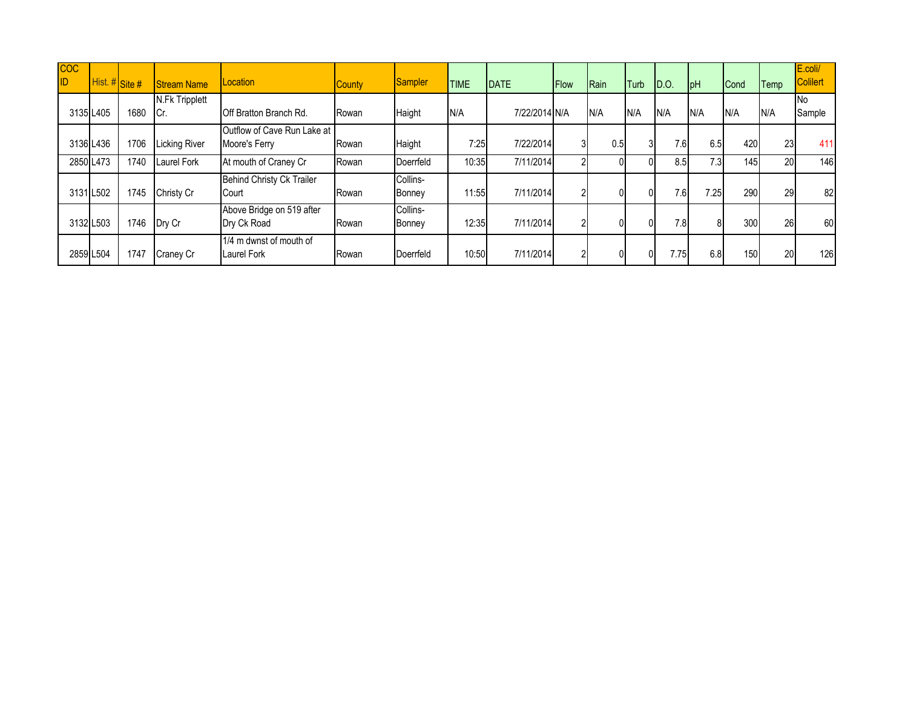| COC ID | Hist. # | Site # | Stream Name | Location | County | Sampler | TIME | DATE | Flow | Rain | Turb | D.O. | pH | Cond | Temp | E.coli/ Colilert |
|---|---|---|---|---|---|---|---|---|---|---|---|---|---|---|---|---|
| 3135 | L405 | 1680 | N.Fk Tripplett Cr. | Off Bratton Branch Rd. | Rowan | Haight | N/A | 7/22/2014 | N/A | N/A | N/A | N/A | N/A | N/A | N/A | No Sample |
| 3136 | L436 | 1706 | Licking River | Outflow of Cave Run Lake at Moore's Ferry | Rowan | Haight | 7:25 | 7/22/2014 | 3 | 0.5 | 3 | 7.6 | 6.5 | 420 | 23 | 411 |
| 2850 | L473 | 1740 | Laurel Fork | At mouth of Craney Cr | Rowan | Doerrfeld | 10:35 | 7/11/2014 | 2 | 0 | 0 | 8.5 | 7.3 | 145 | 20 | 146 |
| 3131 | L502 | 1745 | Christy Cr | Behind Christy Ck Trailer Court | Rowan | Collins-Bonney | 11:55 | 7/11/2014 | 2 | 0 | 0 | 7.6 | 7.25 | 290 | 29 | 82 |
| 3132 | L503 | 1746 | Dry Cr | Above Bridge on 519 after Dry Ck Road | Rowan | Collins-Bonney | 12:35 | 7/11/2014 | 2 | 0 | 0 | 7.8 | 8 | 300 | 26 | 60 |
| 2859 | L504 | 1747 | Craney Cr | 1/4 m dwnst of mouth of Laurel Fork | Rowan | Doerrfeld | 10:50 | 7/11/2014 | 2 | 0 | 0 | 7.75 | 6.8 | 150 | 20 | 126 |